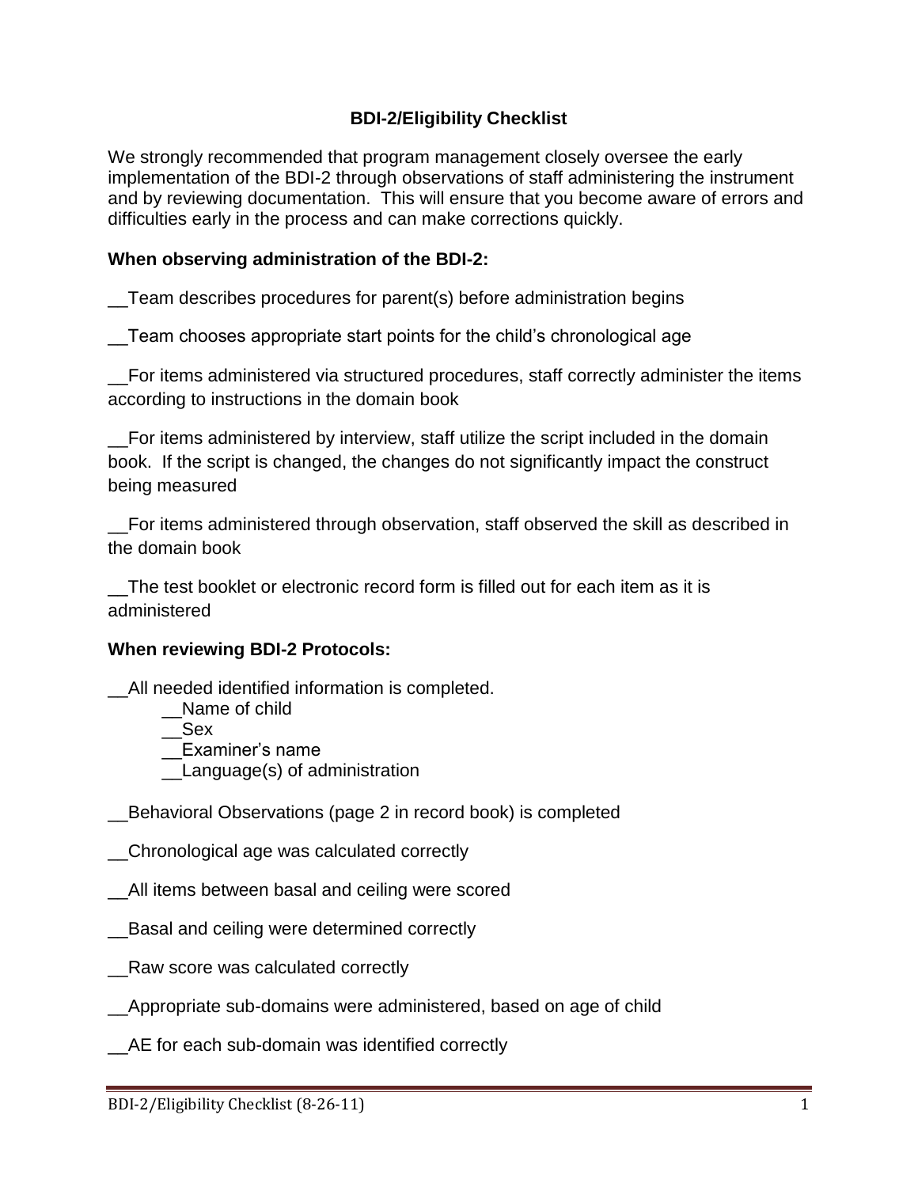# BDI-2/Eligibility Checklist

We strongly recommended that program management closely oversee the early implementation of the BDI-2 through observations of staff administering the instrument and by reviewing documentation. This will ensure that you become aware of errors and difficulties early in the process and can make corrections quickly.

**When observing administration of the BDI-2:**

__Team describes procedures for parent(s) before administration begins

__Team chooses appropriate start points for the child's chronological age

__For items administered via structured procedures, staff correctly administer the items according to instructions in the domain book

__For items administered by interview, staff utilize the script included in the domain book. If the script is changed, the changes do not significantly impact the construct being measured

__For items administered through observation, staff observed the skill as described in the domain book

__The test booklet or electronic record form is filled out for each item as it is administered

**When reviewing BDI-2 Protocols:**

__All needed identified information is completed.

- __Name of child
- __Sex
- __Examiner's name
- __Language(s) of administration

__Behavioral Observations (page 2 in record book) is completed

__Chronological age was calculated correctly

__All items between basal and ceiling were scored

__Basal and ceiling were determined correctly

__Raw score was calculated correctly

__Appropriate sub-domains were administered, based on age of child

__AE for each sub-domain was identified correctly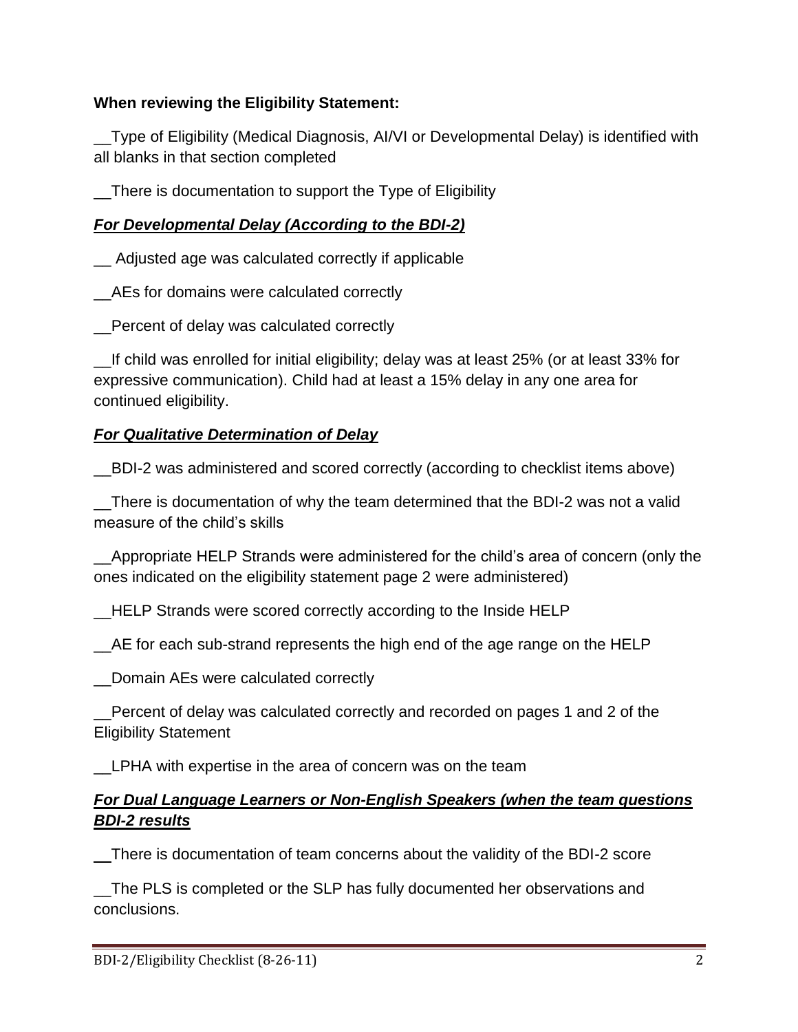**When reviewing the Eligibility Statement:**

__Type of Eligibility (Medical Diagnosis, AI/VI or Developmental Delay) is identified with all blanks in that section completed

__There is documentation to support the Type of Eligibility

***For Developmental Delay (According to the BDI-2)***

__ Adjusted age was calculated correctly if applicable

__AEs for domains were calculated correctly

__Percent of delay was calculated correctly

__If child was enrolled for initial eligibility; delay was at least 25% (or at least 33% for expressive communication). Child had at least a 15% delay in any one area for continued eligibility.

***For Qualitative Determination of Delay***

__BDI-2 was administered and scored correctly (according to checklist items above)

__There is documentation of why the team determined that the BDI-2 was not a valid measure of the child's skills

__Appropriate HELP Strands were administered for the child's area of concern (only the ones indicated on the eligibility statement page 2 were administered)

__HELP Strands were scored correctly according to the Inside HELP

__AE for each sub-strand represents the high end of the age range on the HELP

__Domain AEs were calculated correctly

__Percent of delay was calculated correctly and recorded on pages 1 and 2 of the Eligibility Statement

__LPHA with expertise in the area of concern was on the team

***For Dual Language Learners or Non-English Speakers (when the team questions BDI-2 results***

__There is documentation of team concerns about the validity of the BDI-2 score

__The PLS is completed or the SLP has fully documented her observations and conclusions.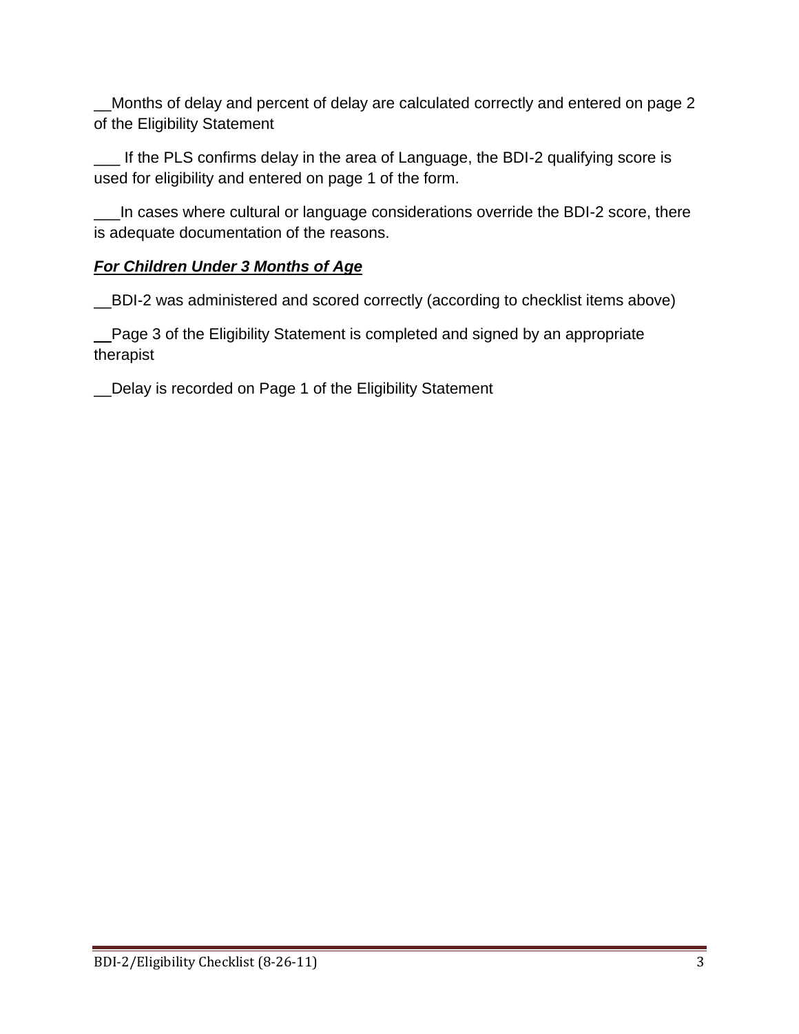__Months of delay and percent of delay are calculated correctly and entered on page 2 of the Eligibility Statement

___ If the PLS confirms delay in the area of Language, the BDI-2 qualifying score is used for eligibility and entered on page 1 of the form.

___In cases where cultural or language considerations override the BDI-2 score, there is adequate documentation of the reasons.

***For Children Under 3 Months of Age***

__BDI-2 was administered and scored correctly (according to checklist items above)

__Page 3 of the Eligibility Statement is completed and signed by an appropriate therapist

__Delay is recorded on Page 1 of the Eligibility Statement